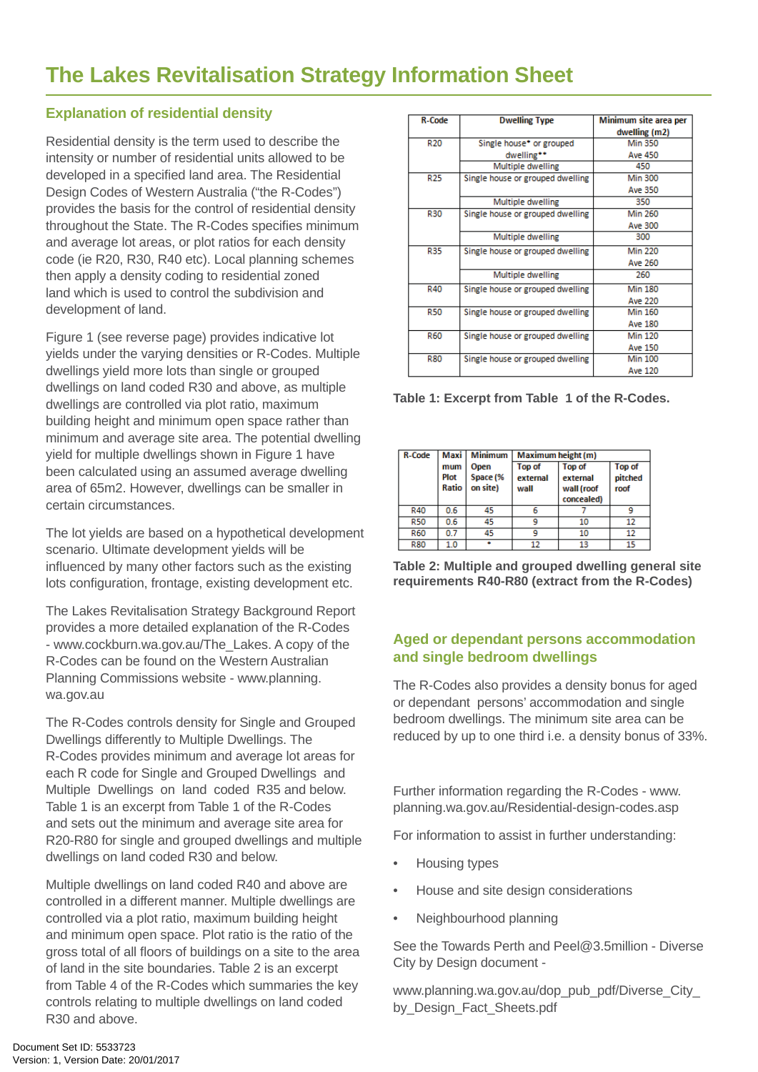# The Lakes Revitalisation Strategy Information Sheet

## Explanation of residential density

Residential density is the term used to describe the intensity or number of residential units allowed to be developed in a specified land area. The Residential Design Codes of Western Australia ("the R-Codes") provides the basis for the control of residential density throughout the State. The R-Codes specifies minimum and average lot areas, or plot ratios for each density code (ie R20, R30, R40 etc). Local planning schemes then apply a density coding to residential zoned land which is used to control the subdivision and development of land.

Figure 1 (see reverse page) provides indicative lot yields under the varying densities or R-Codes. Multiple dwellings yield more lots than single or grouped dwellings on land coded R30 and above, as multiple dwellings are controlled via plot ratio, maximum building height and minimum open space rather than minimum and average site area. The potential dwelling yield for multiple dwellings shown in Figure 1 have been calculated using an assumed average dwelling area of 65m2. However, dwellings can be smaller in certain circumstances.

The lot yields are based on a hypothetical development scenario. Ultimate development yields will be influenced by many other factors such as the existing lots configuration, frontage, existing development etc.

The Lakes Revitalisation Strategy Background Report provides a more detailed explanation of the R-Codes - www.cockburn.wa.gov.au/The_Lakes. A copy of the R-Codes can be found on the Western Australian Planning Commissions website - www.planning.wa.gov.au

The R-Codes controls density for Single and Grouped Dwellings differently to Multiple Dwellings. The R-Codes provides minimum and average lot areas for each R code for Single and Grouped Dwellings and Multiple Dwellings on land coded R35 and below. Table 1 is an excerpt from Table 1 of the R-Codes and sets out the minimum and average site area for R20-R80 for single and grouped dwellings and multiple dwellings on land coded R30 and below.

Multiple dwellings on land coded R40 and above are controlled in a different manner. Multiple dwellings are controlled via a plot ratio, maximum building height and minimum open space. Plot ratio is the ratio of the gross total of all floors of buildings on a site to the area of land in the site boundaries. Table 2 is an excerpt from Table 4 of the R-Codes which summaries the key controls relating to multiple dwellings on land coded R30 and above.

| R-Code | Dwelling Type | Minimum site area per dwelling (m2) |
|---|---|---|
| R20 | Single house* or grouped dwelling** | Min 350<br>Ave 450 |
| | Multiple dwelling | 450 |
| R25 | Single house or grouped dwelling | Min 300<br>Ave 350 |
| | Multiple dwelling | 350 |
| R30 | Single house or grouped dwelling | Min 260<br>Ave 300 |
| | Multiple dwelling | 300 |
| R35 | Single house or grouped dwelling | Min 220<br>Ave 260 |
| | Multiple dwelling | 260 |
| R40 | Single house or grouped dwelling | Min 180<br>Ave 220 |
| R50 | Single house or grouped dwelling | Min 160<br>Ave 180 |
| R60 | Single house or grouped dwelling | Min 120<br>Ave 150 |
| R80 | Single house or grouped dwelling | Min 100<br>Ave 120 |

**Table 1: Excerpt from Table 1 of the R-Codes.**

| R-Code | Maximum Plot Ratio | Minimum Open Space (% on site) | Maximum height (m) | | |
|---|---|---|---|---|---|
| | | | Top of external wall | Top of external wall (roof concealed) | Top of pitched roof |
| R40 | 0.6 | 45 | 6 | 7 | 9 |
| R50 | 0.6 | 45 | 9 | 10 | 12 |
| R60 | 0.7 | 45 | 9 | 10 | 12 |
| R80 | 1.0 | * | 12 | 13 | 15 |

**Table 2: Multiple and grouped dwelling general site requirements R40-R80 (extract from the R-Codes)**

## Aged or dependant persons accommodation and single bedroom dwellings

The R-Codes also provides a density bonus for aged or dependant persons' accommodation and single bedroom dwellings. The minimum site area can be reduced by up to one third i.e. a density bonus of 33%.

Further information regarding the R-Codes - www.planning.wa.gov.au/Residential-design-codes.asp

For information to assist in further understanding:

- Housing types
- House and site design considerations
- Neighbourhood planning

See the Towards Perth and Peel@3.5million - Diverse City by Design document -

www.planning.wa.gov.au/dop_pub_pdf/Diverse_City_by_Design_Fact_Sheets.pdf

Document Set ID: 5533723
Version: 1, Version Date: 20/01/2017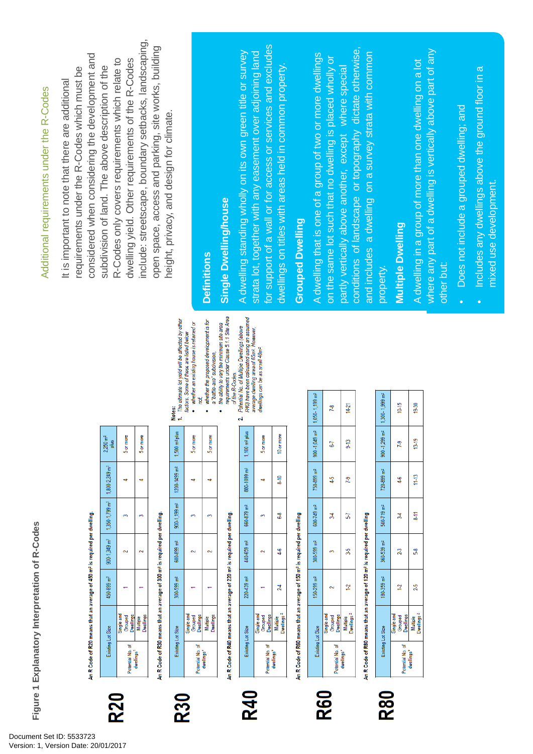# Figure 1 Explanatory Interpretation of R-Codes

## R20

An R Code of R20 means that an average of 450 m² is required per dwelling.

| Existing Lot Size | | 450-899 m² | 900-1,349 m² | 1,350-1,799 m² | 1,800-2,249 m² | 2,250 m² plus |
|---|---|---|---|---|---|---|
| Potential No. of dwellings[1] | Single and Grouped Dwellings | 1 | 2 | 3 | 4 | 5 or more |
| | Multiple Dwellings | 1 | 2 | 3 | 4 | 5 or more |

## R30

An R Code of R30 means that an average of 300 m² is required per dwelling.

| Existing Lot Size | | 300-599 m² | 600-899 m² | 900-1,199 m² | 1200-1499 m² | 1,500 m² plus |
|---|---|---|---|---|---|---|
| Potential No. of dwellings[1] | Single and Grouped Dwellings | 1 | 2 | 3 | 4 | 5 or more |
| | Multiple Dwellings | 1 | 2 | 3 | 4 | 5 or more |

## R40

An R Code of R40 means that an average of 220 m² is required per dwelling.

| Existing Lot Size | | 220-439 m² | 440-659 m² | 660-879 m² | 880-1099 m² | 1,100 m² plus |
|---|---|---|---|---|---|---|
| Potential No. of dwellings[1] | Single and Grouped Dwellings | 1 | 2 | 3 | 4 | 5 or more |
| | Multiple Dwellings[2] | 2-4 | 4-6 | 6-8 | 8-10 | 10 or more |

## R60

An R Code of R60 means that an average of 150 m² is required per dwelling.

| Existing Lot Size | | 150-299 m² | 300-599 m² | 600-749 m² | 750-899 m² | 900-1,049 m² | 1,050-1,199 m² |
|---|---|---|---|---|---|---|---|
| Potential No. of dwellings[1] | Single and Grouped Dwellings | 2 | 3 | 3-4 | 4-5 | 6-7 | 7-8 |
| | Multiple Dwellings[2] | 1-2 | 3-5 | 5-7 | 7-9 | 9-13 | 14-21 |

## R80

An R Code of R80 means that an average of 120 m² is required per dwelling.

| Existing Lot Size | | 180-359 m² | 360-539 m² | 540-719 m² | 720-899 m² | 900-1,299 m² | 1,300-1,999 m² |
|---|---|---|---|---|---|---|---|
| Potential No. of dwellings[1] | Single and Grouped Dwellings | 1-2 | 2-3 | 3-4 | 4-6 | 7-9 | 10-15 |
| | Multiple Dwellings[2] | 2-5 | 5-8 | 8-11 | 11-13 | 13-19 | 19-30 |

**Notes:**

1. The ultimate lot yield will be affected by other factors. Some of these are listed below
   - whether an existing house is retained or not,
   - whether the proposed development is for a "battle-axe" subdivision,
   - the ability to vary the minimum site area requirements under Clause 5.1.1 Site Area of the R-Codes
2. Potential No. of Multiple Dwellings (above R40) have been calculated using an assumed average dwelling area of 65m². However, dwellings can be as small 40m².

## Additional requirements under the R-Codes

It is important to note that there are additional requirements under the R-Codes which must be considered when considering the development and subdivision of land. The above description of the R-Codes only covers requirements which relate to dwelling yield. Other requirements of the R-Codes include: streetscape, boundary setbacks, landscaping, open space, access and parking, site works, building height, privacy, and design for climate.

## Definitions

### Single Dwelling/house

A dwelling standing wholly on its own green title or survey strata lot, together with any easement over adjoining land for support of a wall or for access or services and excludes dwellings on titles with areas held in common property.

### Grouped Dwelling

A dwelling that is one of a group of two or more dwellings on the same lot such that no dwelling is placed wholly or partly vertically above another, except where special conditions of landscape or topography dictate otherwise, and includes a dwelling on a survey strata with common property.

### Multiple Dwelling

A dwelling in a group of more than one dwelling on a lot where any part of a dwelling is vertically above part of any other but:

- Does not include a grouped dwelling; and
- Includes any dwellings above the ground floor in a mixed use development.

Document Set ID: 5533723
Version: 1, Version Date: 20/01/2017